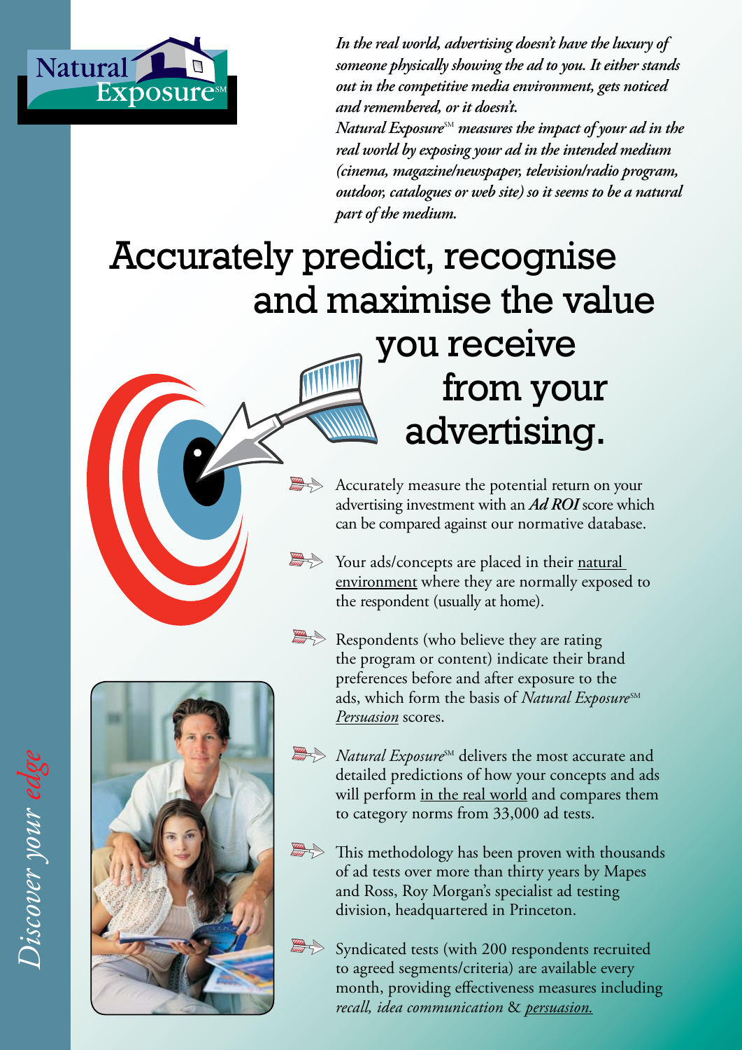Natural Exposure℠

*In the real world, advertising doesn't have the luxury of someone physically showing the ad to you. It either stands out in the competitive media environment, gets noticed and remembered, or it doesn't.*

*Natural Exposure℠ measures the impact of your ad in the real world by exposing your ad in the intended medium (cinema, magazine/newspaper, television/radio program, outdoor, catalogues or web site) so it seems to be a natural part of the medium.*

# Accurately predict, recognise and maximise the value you receive from your advertising.

- Accurately measure the potential return on your advertising investment with an ***Ad ROI*** score which can be compared against our normative database.
- Your ads/concepts are placed in their <u>natural environment</u> where they are normally exposed to the respondent (usually at home).
- Respondents (who believe they are rating the program or content) indicate their brand preferences before and after exposure to the ads, which form the basis of *Natural Exposure℠* <u>*Persuasion*</u> scores.
- *Natural Exposure℠* delivers the most accurate and detailed predictions of how your concepts and ads will perform <u>in the real world</u> and compares them to category norms from 33,000 ad tests.
- This methodology has been proven with thousands of ad tests over more than thirty years by Mapes and Ross, Roy Morgan's specialist ad testing division, headquartered in Princeton.
- Syndicated tests (with 200 respondents recruited to agreed segments/criteria) are available every month, providing effectiveness measures including *recall, idea communication* & <u>*persuasion.*</u>

*Discover your edge*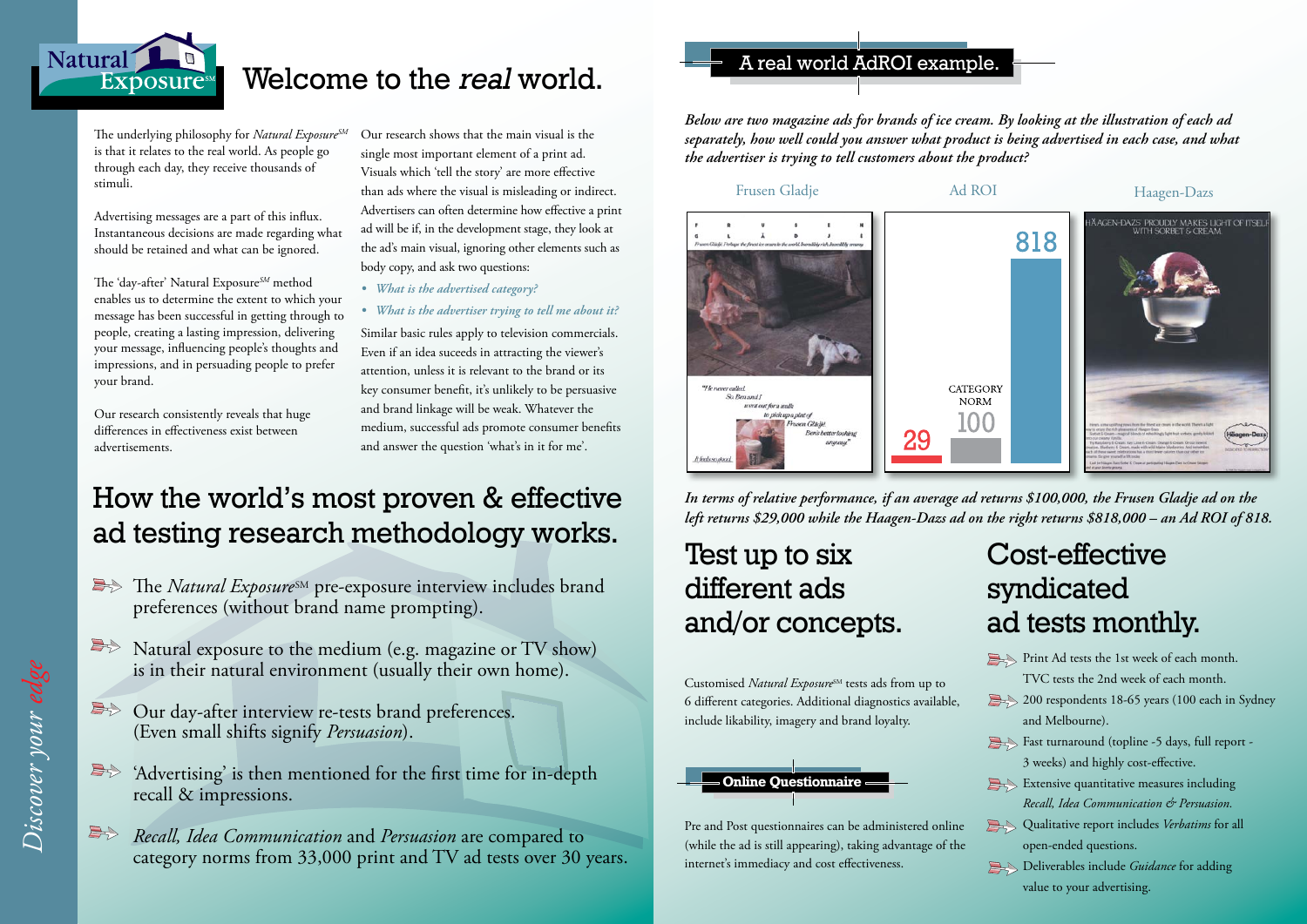# Welcome to the *real* world.

The underlying philosophy for *Natural Exposure*SM is that it relates to the real world. As people go through each day, they receive thousands of stimuli.

Advertising messages are a part of this influx. Instantaneous decisions are made regarding what should be retained and what can be ignored.

The 'day-after' Natural Exposure*SM* method enables us to determine the extent to which your message has been successful in getting through to people, creating a lasting impression, delivering your message, influencing people's thoughts and impressions, and in persuading people to prefer your brand.

Our research consistently reveals that huge differences in effectiveness exist between advertisements.

Our research shows that the main visual is the single most important element of a print ad. Visuals which 'tell the story' are more effective than ads where the visual is misleading or indirect. Advertisers can often determine how effective a print ad will be if, in the development stage, they look at the ad's main visual, ignoring other elements such as body copy, and ask two questions:

- *What is the advertised category?*
- *What is the advertiser trying to tell me about it?*

Similar basic rules apply to television commercials. Even if an idea succeeds in attracting the viewer's attention, unless it is relevant to the brand or its key consumer benefit, it's unlikely to be persuasive and brand linkage will be weak. Whatever the medium, successful ads promote consumer benefits and answer the question 'what's in it for me'.

## How the world's most proven & effective ad testing research methodology works.

- The *Natural Exposure*SM pre-exposure interview includes brand preferences (without brand name prompting).
- Natural exposure to the medium (e.g. magazine or TV show) is in their natural environment (usually their own home).
- Our day-after interview re-tests brand preferences. (Even small shifts signify *Persuasion*).
- 'Advertising' is then mentioned for the first time for in-depth recall & impressions.
- *Recall, Idea Communication* and *Persuasion* are compared to category norms from 33,000 print and TV ad tests over 30 years.

## A real world AdROI example.

***Below are two magazine ads for brands of ice cream. By looking at the illustration of each ad separately, how well could you answer what product is being advertised in each case, and what the advertiser is trying to tell customers about the product?***

Frusen Gladje | Ad ROI | Haagen-Dazs

Ad ROI: Frusen Gladje 29; Category Norm 100; Haagen-Dazs 818

***In terms of relative performance, if an average ad returns $100,000, the Frusen Gladje ad on the left returns $29,000 while the Haagen-Dazs ad on the right returns $818,000 – an Ad ROI of 818.***

## Test up to six different ads and/or concepts.

Customised *Natural Exposure*SM tests ads from up to 6 different categories. Additional diagnostics available, include likability, imagery and brand loyalty.

### Online Questionnaire

Pre and Post questionnaires can be administered online (while the ad is still appearing), taking advantage of the internet's immediacy and cost effectiveness.

## Cost-effective syndicated ad tests monthly.

- Print Ad tests the 1st week of each month. TVC tests the 2nd week of each month.
- 200 respondents 18-65 years (100 each in Sydney and Melbourne).
- Fast turnaround (topline -5 days, full report - 3 weeks) and highly cost-effective.
- Extensive quantitative measures including *Recall, Idea Communication & Persuasion.*
- Qualitative report includes *Verbatims* for all open-ended questions.
- Deliverables include *Guidance* for adding value to your advertising.

*Discover your edge*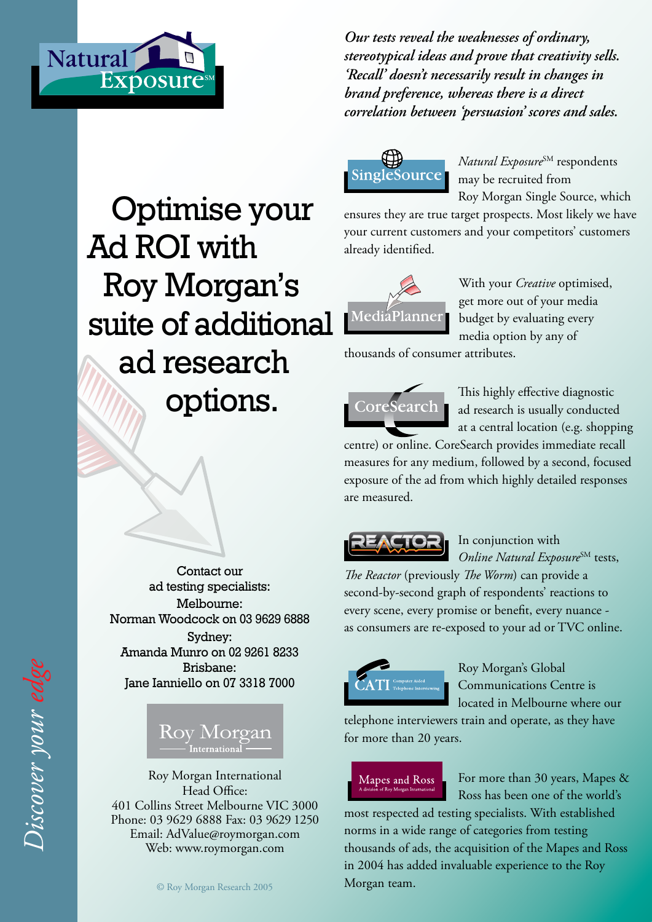Natural Exposure[SM]

*Our tests reveal the weaknesses of ordinary, stereotypical ideas and prove that creativity sells. 'Recall' doesn't necessarily result in changes in brand preference, whereas there is a direct correlation between 'persuasion' scores and sales.*

# Optimise your Ad ROI with Roy Morgan's suite of additional ad research options.

**SingleSource**

*Natural Exposure*[SM] respondents may be recruited from Roy Morgan Single Source, which ensures they are true target prospects. Most likely we have your current customers and your competitors' customers already identified.

**MediaPlanner**

With your *Creative* optimised, get more out of your media budget by evaluating every media option by any of thousands of consumer attributes.

**CoreSearch**

This highly effective diagnostic ad research is usually conducted at a central location (e.g. shopping centre) or online. CoreSearch provides immediate recall measures for any medium, followed by a second, focused exposure of the ad from which highly detailed responses are measured.

**REACTOR**

In conjunction with *Online Natural Exposure*[SM] tests, *The Reactor* (previously *The Worm*) can provide a second-by-second graph of respondents' reactions to every scene, every promise or benefit, every nuance - as consumers are re-exposed to your ad or TVC online.

**CATI** Computer Aided Telephone Interviewing

Roy Morgan's Global Communications Centre is located in Melbourne where our telephone interviewers train and operate, as they have for more than 20 years.

**Mapes and Ross** A division of Roy Morgan International

For more than 30 years, Mapes & Ross has been one of the world's most respected ad testing specialists. With established norms in a wide range of categories from testing thousands of ads, the acquisition of the Mapes and Ross in 2004 has added invaluable experience to the Roy Morgan team.

Contact our ad testing specialists:
Melbourne:
Norman Woodcock on 03 9629 6888
Sydney:
Amanda Munro on 02 9261 8233
Brisbane:
Jane Ianniello on 07 3318 7000

Roy Morgan International

Roy Morgan International
Head Office:
401 Collins Street Melbourne VIC 3000
Phone: 03 9629 6888 Fax: 03 9629 1250
Email: AdValue@roymorgan.com
Web: www.roymorgan.com

© Roy Morgan Research 2005

*Discover your edge*